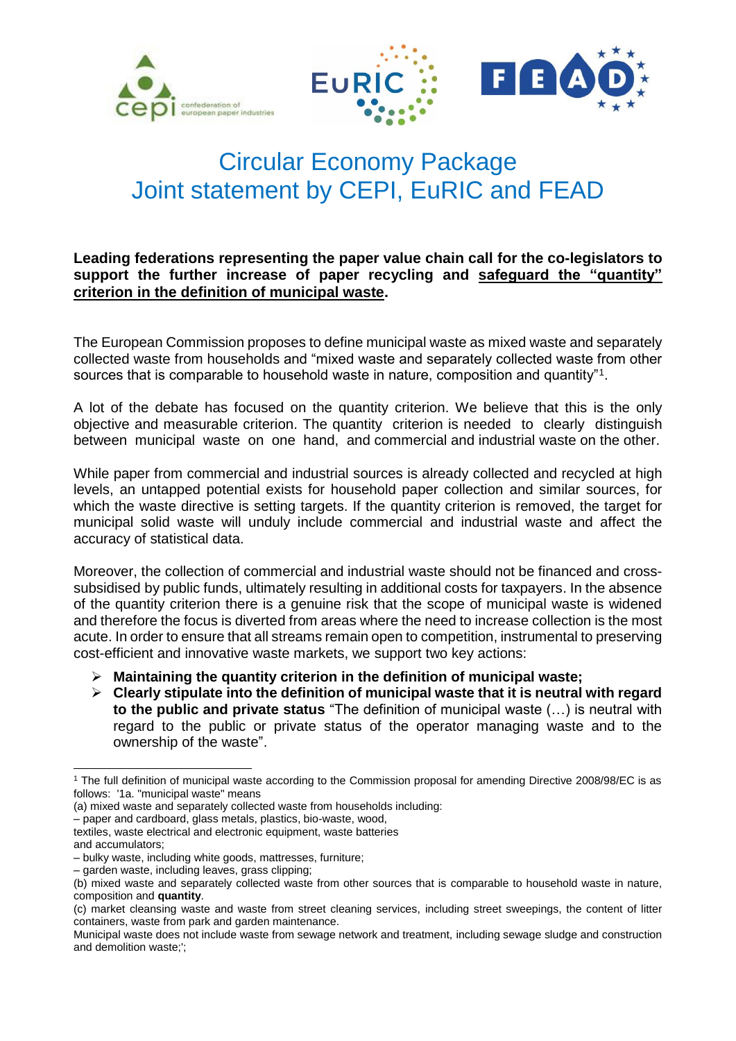# Circular Economy Package
# Joint statement by CEPI, EuRIC and FEAD

**Leading federations representing the paper value chain call for the co-legislators to support the further increase of paper recycling and <u>safeguard the "quantity" criterion in the definition of municipal waste</u>.**

The European Commission proposes to define municipal waste as mixed waste and separately collected waste from households and "mixed waste and separately collected waste from other sources that is comparable to household waste in nature, composition and quantity"[1].

A lot of the debate has focused on the quantity criterion. We believe that this is the only objective and measurable criterion. The quantity criterion is needed to clearly distinguish between municipal waste on one hand, and commercial and industrial waste on the other.

While paper from commercial and industrial sources is already collected and recycled at high levels, an untapped potential exists for household paper collection and similar sources, for which the waste directive is setting targets. If the quantity criterion is removed, the target for municipal solid waste will unduly include commercial and industrial waste and affect the accuracy of statistical data.

Moreover, the collection of commercial and industrial waste should not be financed and cross-subsidised by public funds, ultimately resulting in additional costs for taxpayers. In the absence of the quantity criterion there is a genuine risk that the scope of municipal waste is widened and therefore the focus is diverted from areas where the need to increase collection is the most acute. In order to ensure that all streams remain open to competition, instrumental to preserving cost-efficient and innovative waste markets, we support two key actions:

- **Maintaining the quantity criterion in the definition of municipal waste;**
- **Clearly stipulate into the definition of municipal waste that it is neutral with regard to the public and private status** "The definition of municipal waste (…) is neutral with regard to the public or private status of the operator managing waste and to the ownership of the waste".

---

[1] The full definition of municipal waste according to the Commission proposal for amending Directive 2008/98/EC is as follows: '1a. "municipal waste" means
(a) mixed waste and separately collected waste from households including:
– paper and cardboard, glass metals, plastics, bio-waste, wood,
textiles, waste electrical and electronic equipment, waste batteries
and accumulators;
– bulky waste, including white goods, mattresses, furniture;
– garden waste, including leaves, grass clipping;
(b) mixed waste and separately collected waste from other sources that is comparable to household waste in nature, composition and **quantity**.
(c) market cleansing waste and waste from street cleaning services, including street sweepings, the content of litter containers, waste from park and garden maintenance.
Municipal waste does not include waste from sewage network and treatment, including sewage sludge and construction and demolition waste;';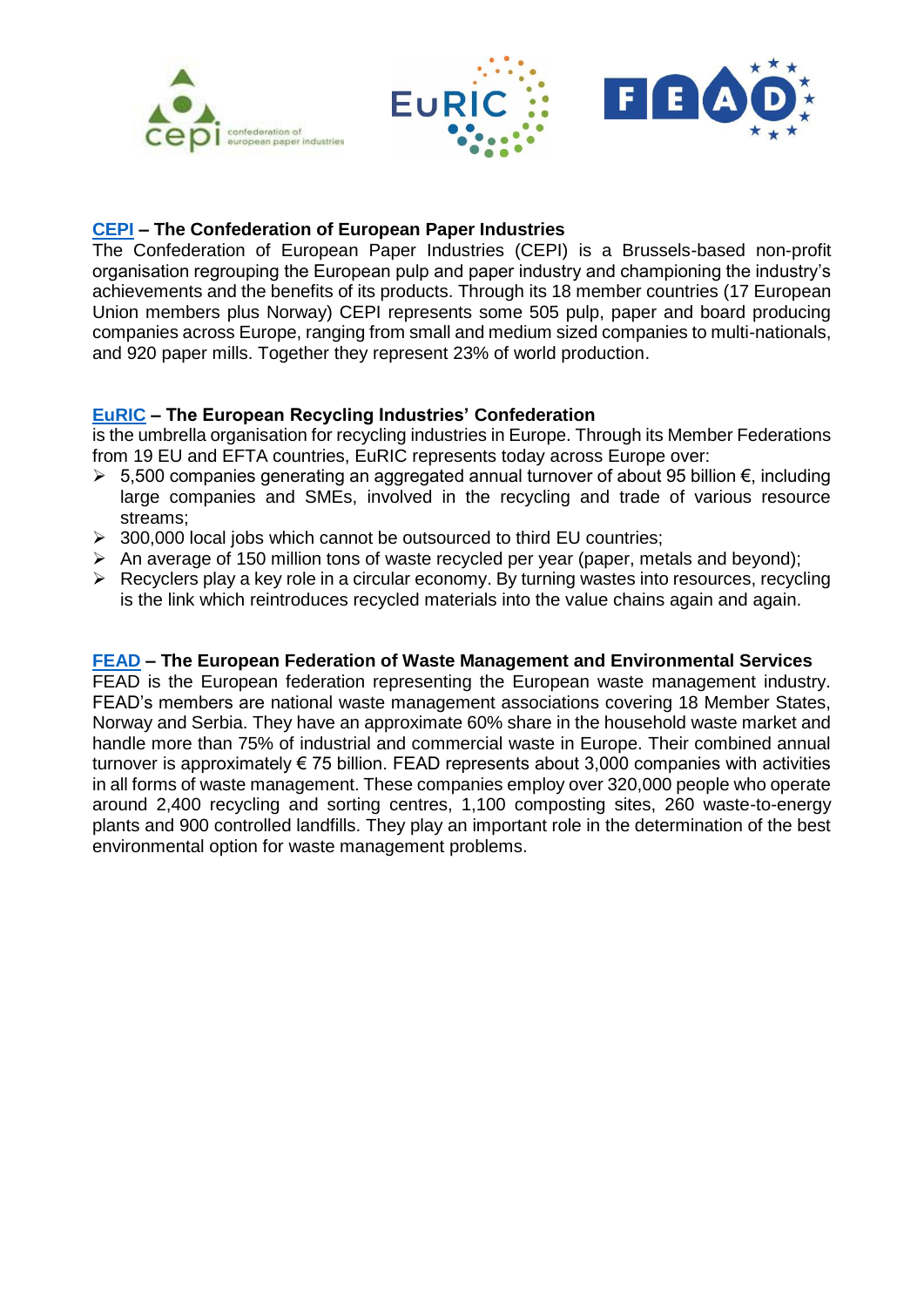**CEPI – The Confederation of European Paper Industries**

The Confederation of European Paper Industries (CEPI) is a Brussels-based non-profit organisation regrouping the European pulp and paper industry and championing the industry's achievements and the benefits of its products. Through its 18 member countries (17 European Union members plus Norway) CEPI represents some 505 pulp, paper and board producing companies across Europe, ranging from small and medium sized companies to multi-nationals, and 920 paper mills. Together they represent 23% of world production.

**EuRIC – The European Recycling Industries' Confederation**

is the umbrella organisation for recycling industries in Europe. Through its Member Federations from 19 EU and EFTA countries, EuRIC represents today across Europe over:

- 5,500 companies generating an aggregated annual turnover of about 95 billion €, including large companies and SMEs, involved in the recycling and trade of various resource streams;
- 300,000 local jobs which cannot be outsourced to third EU countries;
- An average of 150 million tons of waste recycled per year (paper, metals and beyond);
- Recyclers play a key role in a circular economy. By turning wastes into resources, recycling is the link which reintroduces recycled materials into the value chains again and again.

**FEAD – The European Federation of Waste Management and Environmental Services**

FEAD is the European federation representing the European waste management industry. FEAD's members are national waste management associations covering 18 Member States, Norway and Serbia. They have an approximate 60% share in the household waste market and handle more than 75% of industrial and commercial waste in Europe. Their combined annual turnover is approximately € 75 billion. FEAD represents about 3,000 companies with activities in all forms of waste management. These companies employ over 320,000 people who operate around 2,400 recycling and sorting centres, 1,100 composting sites, 260 waste-to-energy plants and 900 controlled landfills. They play an important role in the determination of the best environmental option for waste management problems.